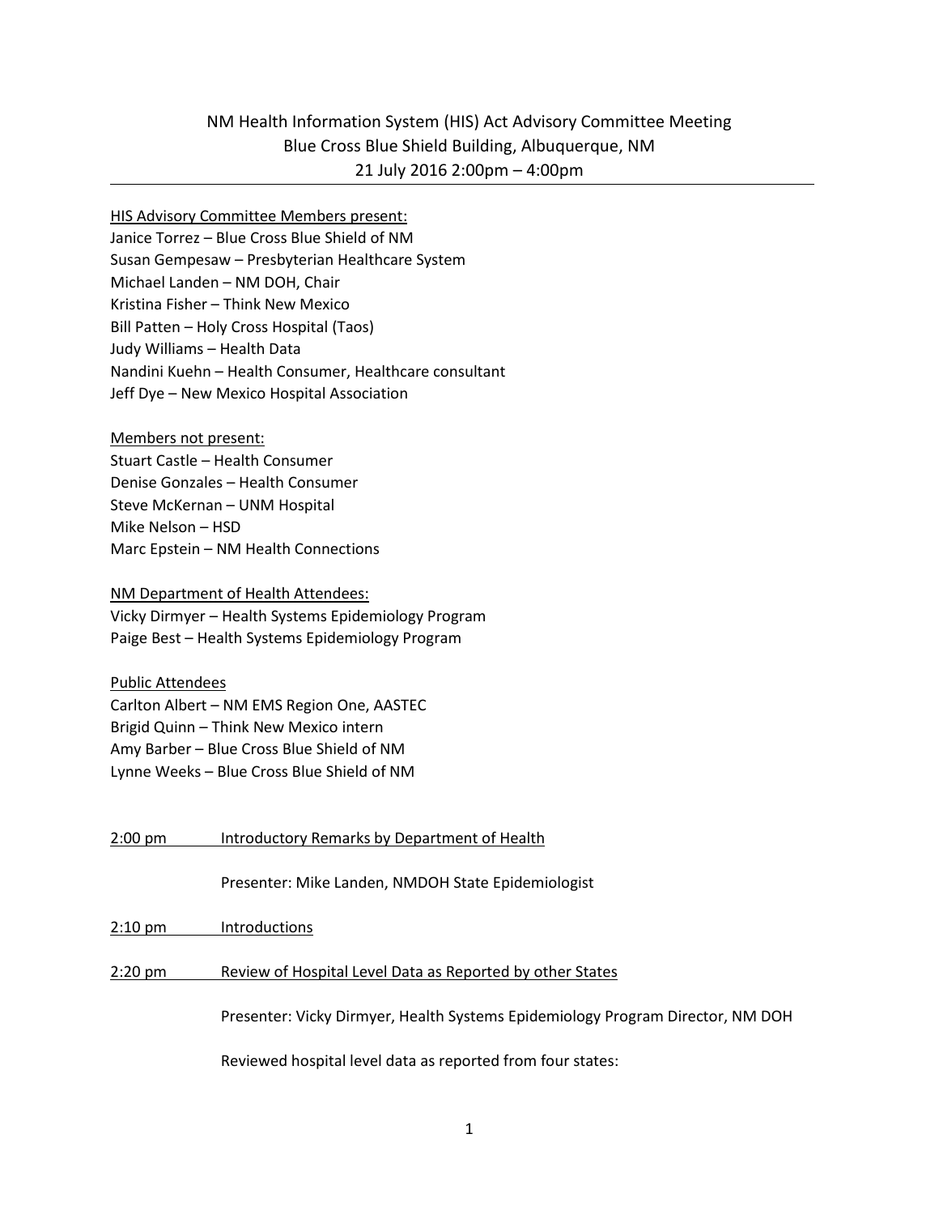# NM Health Information System (HIS) Act Advisory Committee Meeting
## Blue Cross Blue Shield Building, Albuquerque, NM
## 21 July 2016 2:00pm – 4:00pm

---

HIS Advisory Committee Members present:

Janice Torrez – Blue Cross Blue Shield of NM
Susan Gempesaw – Presbyterian Healthcare System
Michael Landen – NM DOH, Chair
Kristina Fisher – Think New Mexico
Bill Patten – Holy Cross Hospital (Taos)
Judy Williams – Health Data
Nandini Kuehn – Health Consumer, Healthcare consultant
Jeff Dye – New Mexico Hospital Association

Members not present:

Stuart Castle – Health Consumer
Denise Gonzales – Health Consumer
Steve McKernan – UNM Hospital
Mike Nelson – HSD
Marc Epstein – NM Health Connections

NM Department of Health Attendees:

Vicky Dirmyer – Health Systems Epidemiology Program
Paige Best – Health Systems Epidemiology Program

Public Attendees

Carlton Albert – NM EMS Region One, AASTEC
Brigid Quinn – Think New Mexico intern
Amy Barber – Blue Cross Blue Shield of NM
Lynne Weeks – Blue Cross Blue Shield of NM

2:00 pm Introductory Remarks by Department of Health

Presenter: Mike Landen, NMDOH State Epidemiologist

2:10 pm Introductions

2:20 pm Review of Hospital Level Data as Reported by other States

Presenter: Vicky Dirmyer, Health Systems Epidemiology Program Director, NM DOH

Reviewed hospital level data as reported from four states: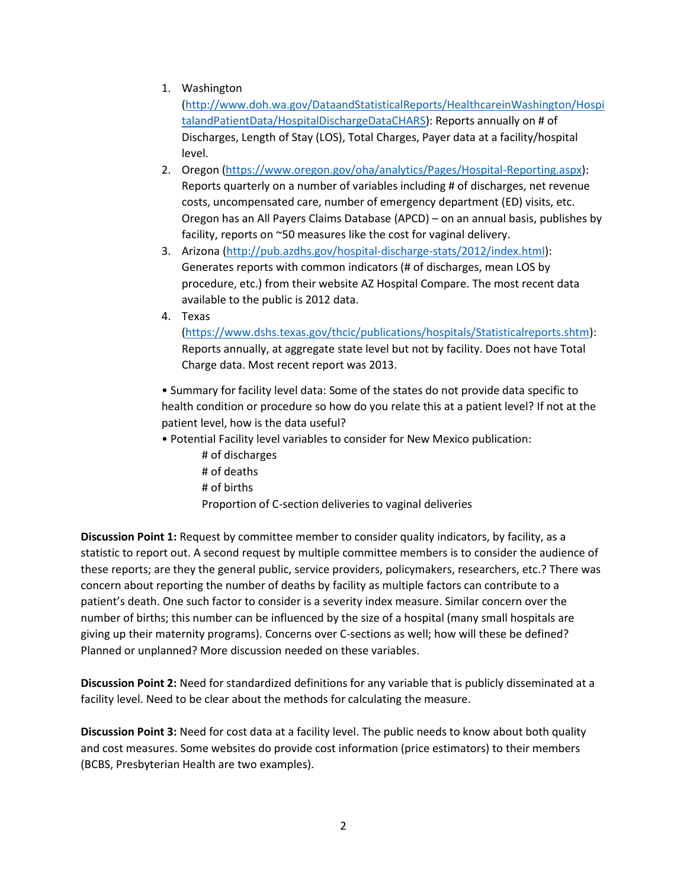1. Washington (http://www.doh.wa.gov/DataandStatisticalReports/HealthcareinWashington/HospitalandPatientData/HospitalDischargeDataCHARS): Reports annually on # of Discharges, Length of Stay (LOS), Total Charges, Payer data at a facility/hospital level.
2. Oregon (https://www.oregon.gov/oha/analytics/Pages/Hospital-Reporting.aspx): Reports quarterly on a number of variables including # of discharges, net revenue costs, uncompensated care, number of emergency department (ED) visits, etc. Oregon has an All Payers Claims Database (APCD) – on an annual basis, publishes by facility, reports on ~50 measures like the cost for vaginal delivery.
3. Arizona (http://pub.azdhs.gov/hospital-discharge-stats/2012/index.html): Generates reports with common indicators (# of discharges, mean LOS by procedure, etc.) from their website AZ Hospital Compare. The most recent data available to the public is 2012 data.
4. Texas (https://www.dshs.texas.gov/thcic/publications/hospitals/Statisticalreports.shtm): Reports annually, at aggregate state level but not by facility. Does not have Total Charge data. Most recent report was 2013.

- Summary for facility level data: Some of the states do not provide data specific to health condition or procedure so how do you relate this at a patient level? If not at the patient level, how is the data useful?
- Potential Facility level variables to consider for New Mexico publication:
  - # of discharges
  - # of deaths
  - # of births
  - Proportion of C-section deliveries to vaginal deliveries

**Discussion Point 1:** Request by committee member to consider quality indicators, by facility, as a statistic to report out. A second request by multiple committee members is to consider the audience of these reports; are they the general public, service providers, policymakers, researchers, etc.? There was concern about reporting the number of deaths by facility as multiple factors can contribute to a patient's death. One such factor to consider is a severity index measure. Similar concern over the number of births; this number can be influenced by the size of a hospital (many small hospitals are giving up their maternity programs). Concerns over C-sections as well; how will these be defined? Planned or unplanned? More discussion needed on these variables.

**Discussion Point 2:** Need for standardized definitions for any variable that is publicly disseminated at a facility level. Need to be clear about the methods for calculating the measure.

**Discussion Point 3:** Need for cost data at a facility level. The public needs to know about both quality and cost measures. Some websites do provide cost information (price estimators) to their members (BCBS, Presbyterian Health are two examples).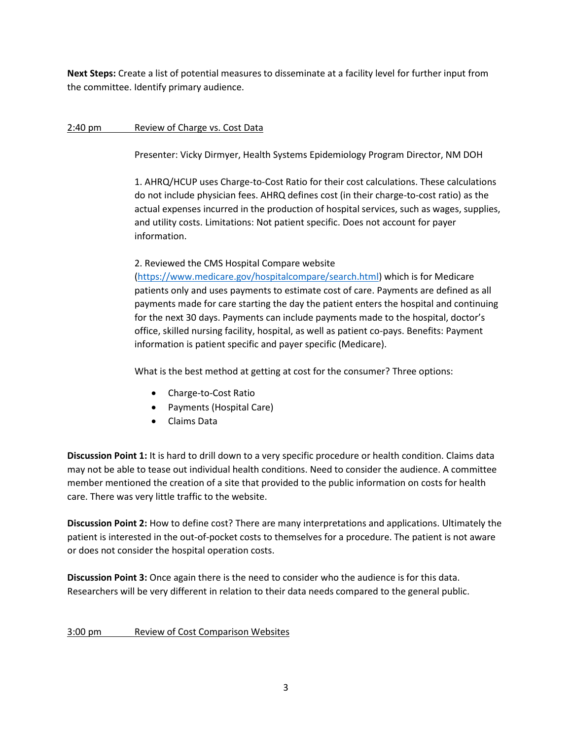**Next Steps:** Create a list of potential measures to disseminate at a facility level for further input from the committee. Identify primary audience.

2:40 pm Review of Charge vs. Cost Data

Presenter: Vicky Dirmyer, Health Systems Epidemiology Program Director, NM DOH

1. AHRQ/HCUP uses Charge-to-Cost Ratio for their cost calculations. These calculations do not include physician fees. AHRQ defines cost (in their charge-to-cost ratio) as the actual expenses incurred in the production of hospital services, such as wages, supplies, and utility costs. Limitations: Not patient specific. Does not account for payer information.

2. Reviewed the CMS Hospital Compare website (https://www.medicare.gov/hospitalcompare/search.html) which is for Medicare patients only and uses payments to estimate cost of care. Payments are defined as all payments made for care starting the day the patient enters the hospital and continuing for the next 30 days. Payments can include payments made to the hospital, doctor's office, skilled nursing facility, hospital, as well as patient co-pays. Benefits: Payment information is patient specific and payer specific (Medicare).

What is the best method at getting at cost for the consumer? Three options:

- Charge-to-Cost Ratio
- Payments (Hospital Care)
- Claims Data

**Discussion Point 1:** It is hard to drill down to a very specific procedure or health condition. Claims data may not be able to tease out individual health conditions. Need to consider the audience. A committee member mentioned the creation of a site that provided to the public information on costs for health care. There was very little traffic to the website.

**Discussion Point 2:** How to define cost? There are many interpretations and applications. Ultimately the patient is interested in the out-of-pocket costs to themselves for a procedure. The patient is not aware or does not consider the hospital operation costs.

**Discussion Point 3:** Once again there is the need to consider who the audience is for this data. Researchers will be very different in relation to their data needs compared to the general public.

3:00 pm Review of Cost Comparison Websites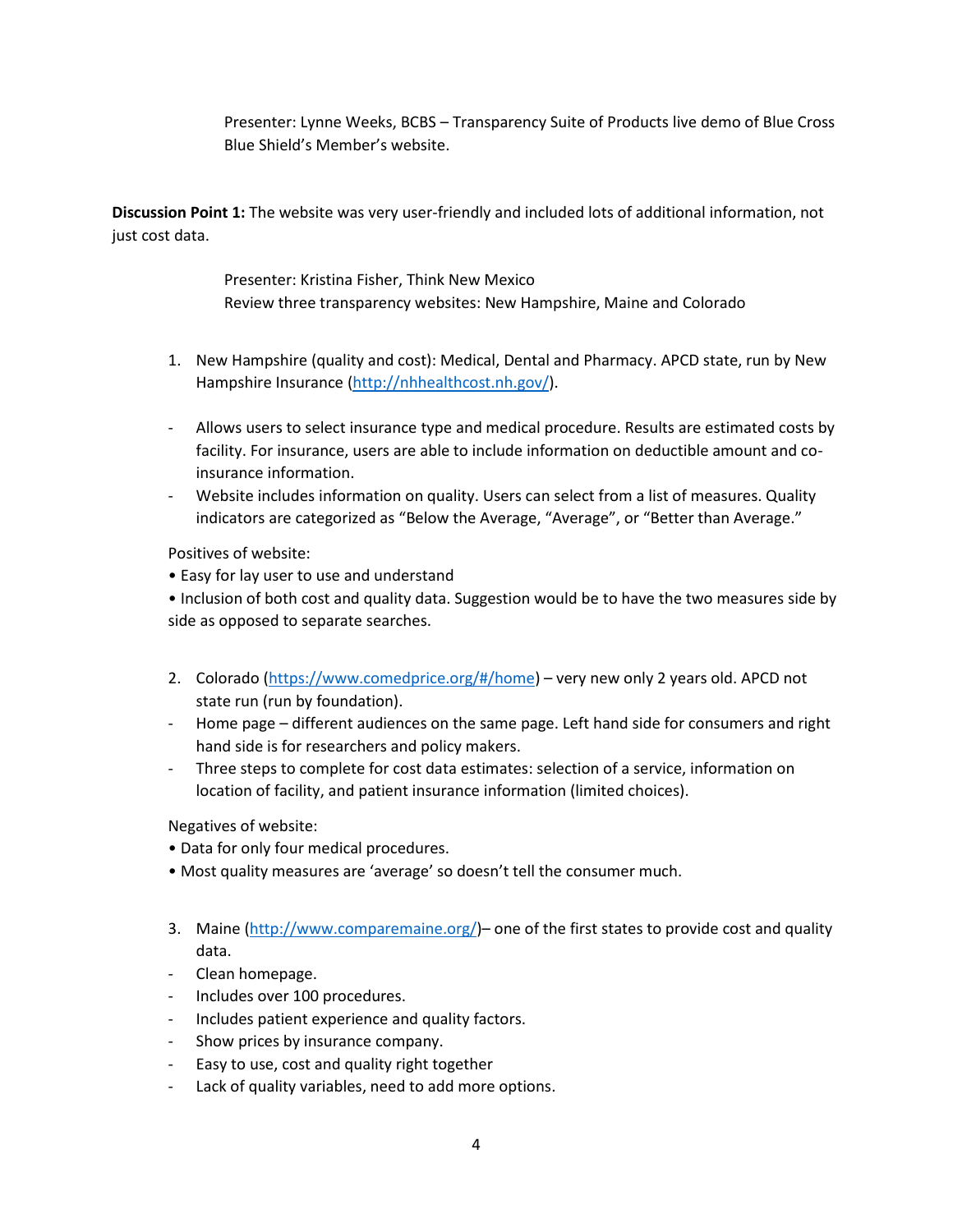Presenter: Lynne Weeks, BCBS – Transparency Suite of Products live demo of Blue Cross Blue Shield's Member's website.

**Discussion Point 1:** The website was very user-friendly and included lots of additional information, not just cost data.

Presenter: Kristina Fisher, Think New Mexico
Review three transparency websites: New Hampshire, Maine and Colorado

1. New Hampshire (quality and cost): Medical, Dental and Pharmacy. APCD state, run by New Hampshire Insurance (http://nhhealthcost.nh.gov/).

- Allows users to select insurance type and medical procedure. Results are estimated costs by facility. For insurance, users are able to include information on deductible amount and co-insurance information.
- Website includes information on quality. Users can select from a list of measures. Quality indicators are categorized as "Below the Average, "Average", or "Better than Average."

Positives of website:
• Easy for lay user to use and understand
• Inclusion of both cost and quality data. Suggestion would be to have the two measures side by side as opposed to separate searches.

2. Colorado (https://www.comedprice.org/#/home) – very new only 2 years old. APCD not state run (run by foundation).

- Home page – different audiences on the same page. Left hand side for consumers and right hand side is for researchers and policy makers.
- Three steps to complete for cost data estimates: selection of a service, information on location of facility, and patient insurance information (limited choices).

Negatives of website:
• Data for only four medical procedures.
• Most quality measures are 'average' so doesn't tell the consumer much.

3. Maine (http://www.comparemaine.org/)– one of the first states to provide cost and quality data.

- Clean homepage.
- Includes over 100 procedures.
- Includes patient experience and quality factors.
- Show prices by insurance company.
- Easy to use, cost and quality right together
- Lack of quality variables, need to add more options.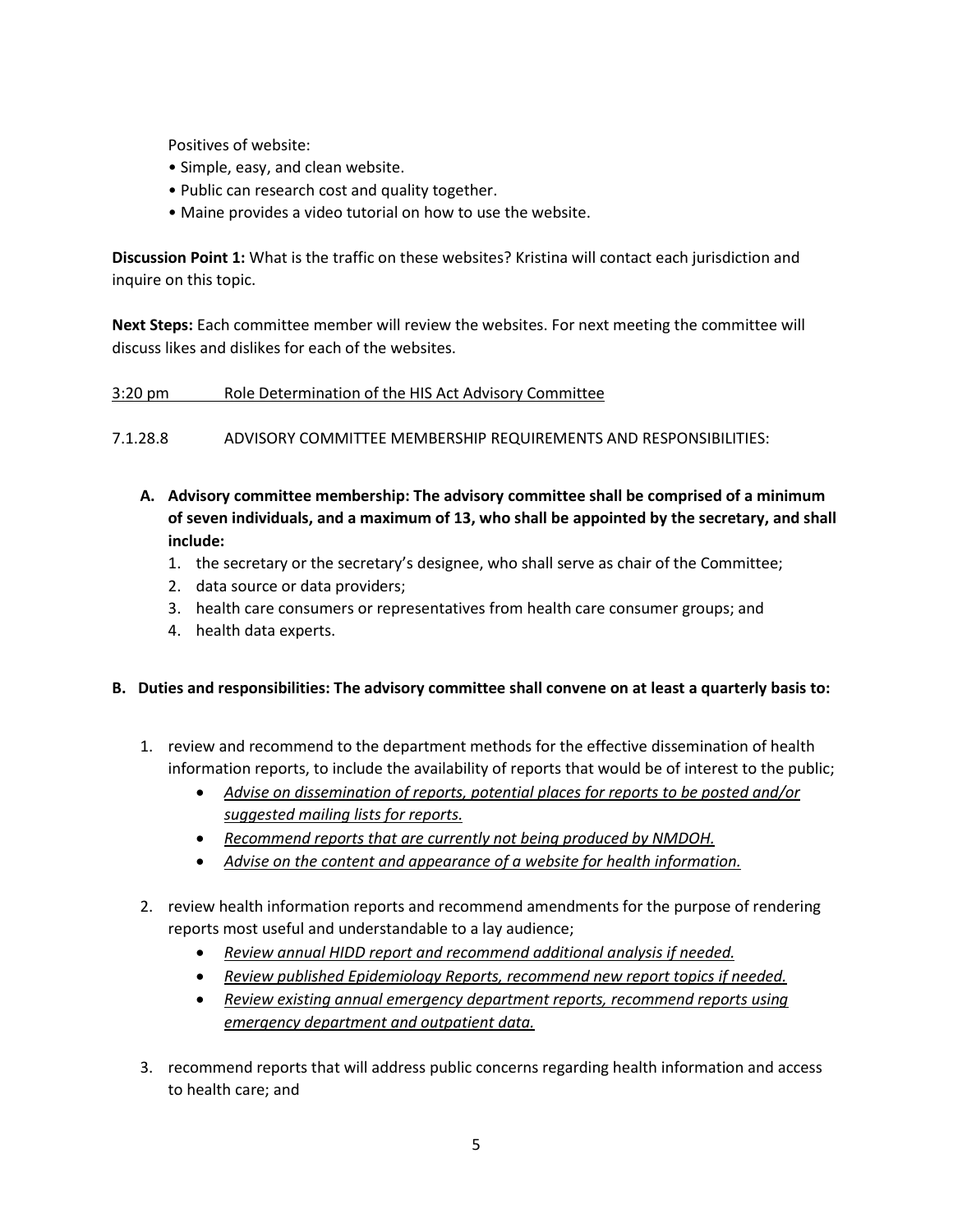Positives of website:

- Simple, easy, and clean website.
- Public can research cost and quality together.
- Maine provides a video tutorial on how to use the website.

**Discussion Point 1:** What is the traffic on these websites? Kristina will contact each jurisdiction and inquire on this topic.

**Next Steps:** Each committee member will review the websites. For next meeting the committee will discuss likes and dislikes for each of the websites.

<u>3:20 pm Role Determination of the HIS Act Advisory Committee</u>

7.1.28.8 ADVISORY COMMITTEE MEMBERSHIP REQUIREMENTS AND RESPONSIBILITIES:

**A. Advisory committee membership: The advisory committee shall be comprised of a minimum of seven individuals, and a maximum of 13, who shall be appointed by the secretary, and shall include:**

1. the secretary or the secretary's designee, who shall serve as chair of the Committee;
2. data source or data providers;
3. health care consumers or representatives from health care consumer groups; and
4. health data experts.

**B. Duties and responsibilities: The advisory committee shall convene on at least a quarterly basis to:**

1. review and recommend to the department methods for the effective dissemination of health information reports, to include the availability of reports that would be of interest to the public;
   - *<u>Advise on dissemination of reports, potential places for reports to be posted and/or suggested mailing lists for reports.</u>*
   - *<u>Recommend reports that are currently not being produced by NMDOH.</u>*
   - *<u>Advise on the content and appearance of a website for health information.</u>*

2. review health information reports and recommend amendments for the purpose of rendering reports most useful and understandable to a lay audience;
   - *<u>Review annual HIDD report and recommend additional analysis if needed.</u>*
   - *<u>Review published Epidemiology Reports, recommend new report topics if needed.</u>*
   - *<u>Review existing annual emergency department reports, recommend reports using emergency department and outpatient data.</u>*

3. recommend reports that will address public concerns regarding health information and access to health care; and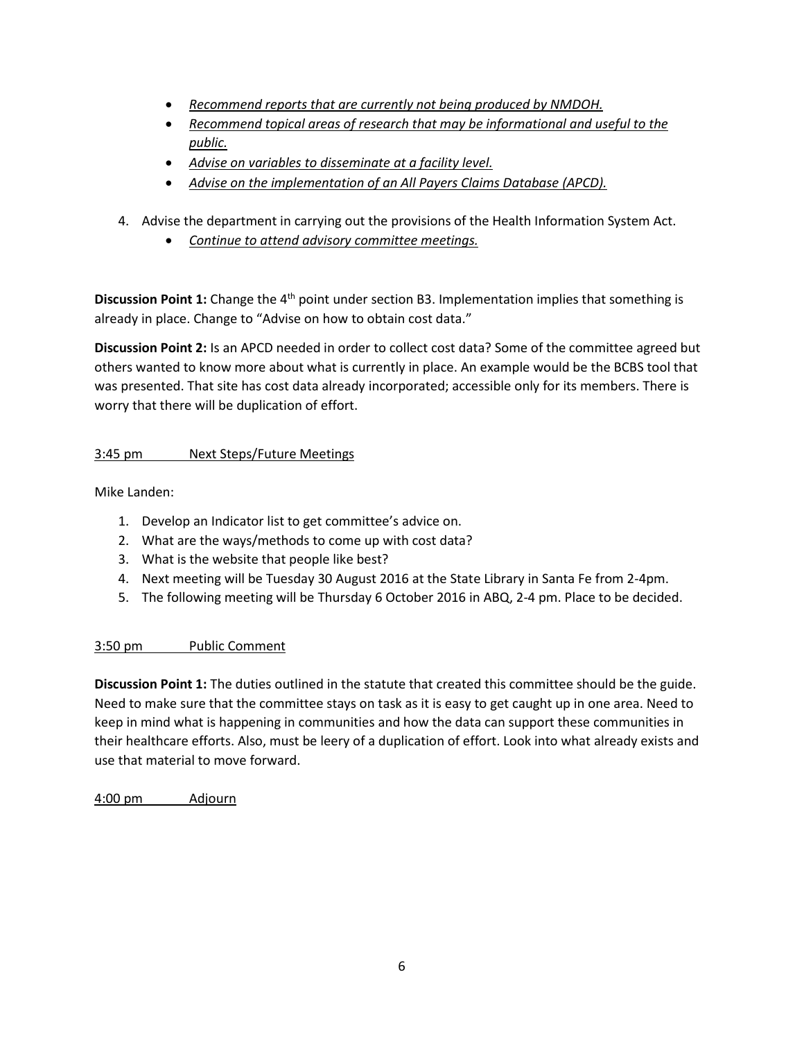- *Recommend reports that are currently not being produced by NMDOH.*
- *Recommend topical areas of research that may be informational and useful to the public.*
- *Advise on variables to disseminate at a facility level.*
- *Advise on the implementation of an All Payers Claims Database (APCD).*

4. Advise the department in carrying out the provisions of the Health Information System Act.
    - *Continue to attend advisory committee meetings.*

**Discussion Point 1:** Change the 4th point under section B3. Implementation implies that something is already in place. Change to "Advise on how to obtain cost data."

**Discussion Point 2:** Is an APCD needed in order to collect cost data? Some of the committee agreed but others wanted to know more about what is currently in place. An example would be the BCBS tool that was presented. That site has cost data already incorporated; accessible only for its members. There is worry that there will be duplication of effort.

3:45 pm Next Steps/Future Meetings

Mike Landen:

1. Develop an Indicator list to get committee's advice on.
2. What are the ways/methods to come up with cost data?
3. What is the website that people like best?
4. Next meeting will be Tuesday 30 August 2016 at the State Library in Santa Fe from 2-4pm.
5. The following meeting will be Thursday 6 October 2016 in ABQ, 2-4 pm. Place to be decided.

3:50 pm Public Comment

**Discussion Point 1:** The duties outlined in the statute that created this committee should be the guide. Need to make sure that the committee stays on task as it is easy to get caught up in one area. Need to keep in mind what is happening in communities and how the data can support these communities in their healthcare efforts. Also, must be leery of a duplication of effort. Look into what already exists and use that material to move forward.

4:00 pm Adjourn